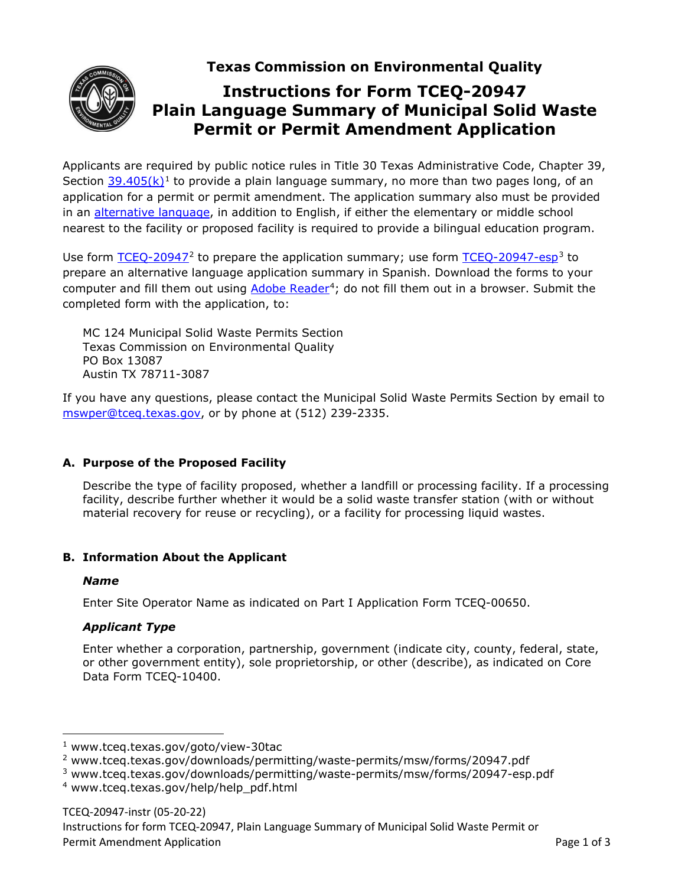# Texas Commission on Environmental Quality

## Instructions for Form TCEQ-20947 Plain Language Summary of Municipal Solid Waste Permit or Permit Amendment Application

Applicants are required by public notice rules in Title 30 Texas Administrative Code, Chapter 39, Section 39.405(k)[1] to provide a plain language summary, no more than two pages long, of an application for a permit or permit amendment. The application summary also must be provided in an alternative language, in addition to English, if either the elementary or middle school nearest to the facility or proposed facility is required to provide a bilingual education program.

Use form TCEQ-20947[2] to prepare the application summary; use form TCEQ-20947-esp[3] to prepare an alternative language application summary in Spanish. Download the forms to your computer and fill them out using Adobe Reader[4]; do not fill them out in a browser. Submit the completed form with the application, to:

MC 124 Municipal Solid Waste Permits Section
Texas Commission on Environmental Quality
PO Box 13087
Austin TX 78711-3087

If you have any questions, please contact the Municipal Solid Waste Permits Section by email to mswper@tceq.texas.gov, or by phone at (512) 239-2335.

### A. Purpose of the Proposed Facility

Describe the type of facility proposed, whether a landfill or processing facility. If a processing facility, describe further whether it would be a solid waste transfer station (with or without material recovery for reuse or recycling), or a facility for processing liquid wastes.

### B. Information About the Applicant

***Name***

Enter Site Operator Name as indicated on Part I Application Form TCEQ-00650.

***Applicant Type***

Enter whether a corporation, partnership, government (indicate city, county, federal, state, or other government entity), sole proprietorship, or other (describe), as indicated on Core Data Form TCEQ-10400.

---

[1] www.tceq.texas.gov/goto/view-30tac
[2] www.tceq.texas.gov/downloads/permitting/waste-permits/msw/forms/20947.pdf
[3] www.tceq.texas.gov/downloads/permitting/waste-permits/msw/forms/20947-esp.pdf
[4] www.tceq.texas.gov/help/help_pdf.html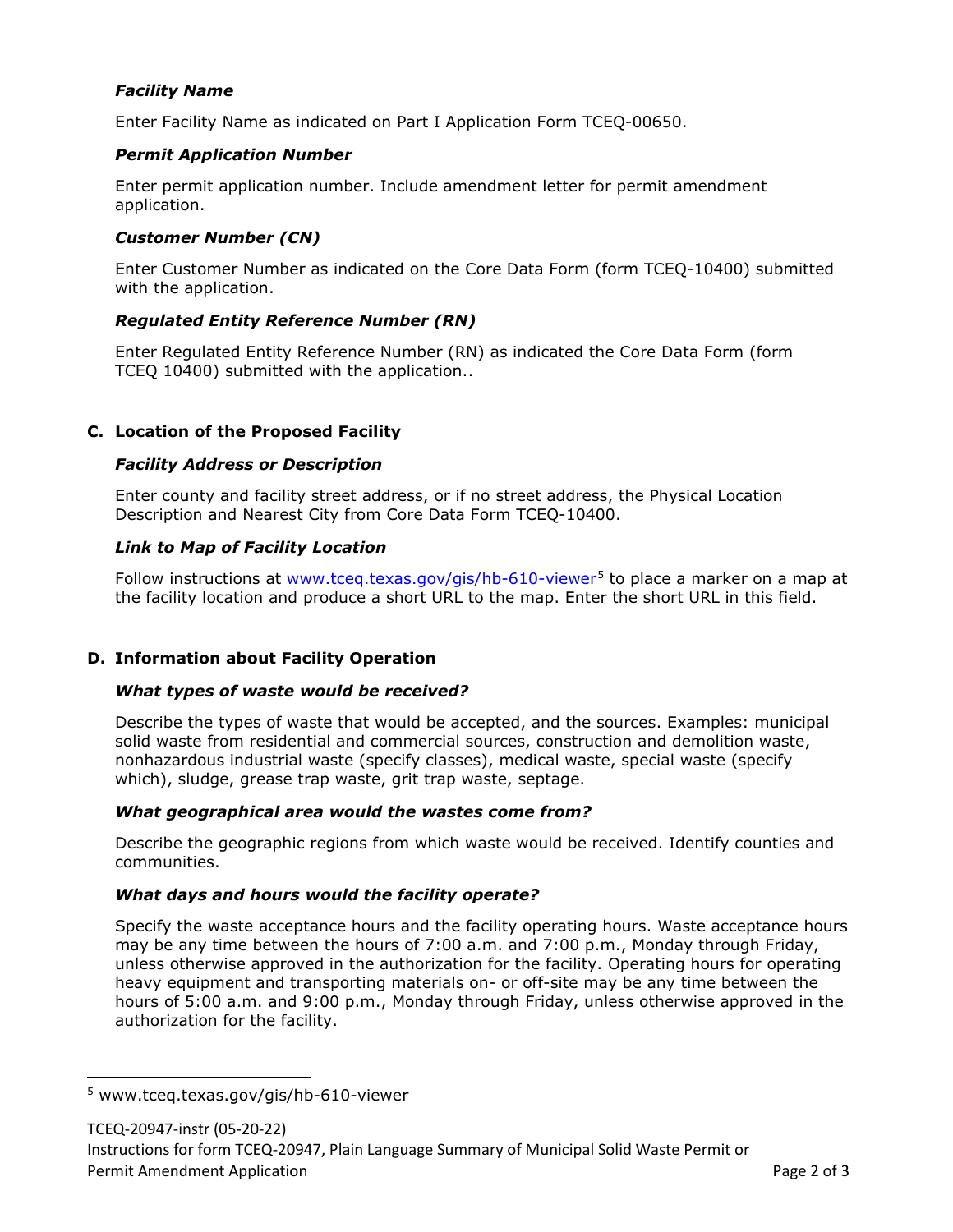### Facility Name

Enter Facility Name as indicated on Part I Application Form TCEQ-00650.

### Permit Application Number

Enter permit application number. Include amendment letter for permit amendment application.

### Customer Number (CN)

Enter Customer Number as indicated on the Core Data Form (form TCEQ-10400) submitted with the application.

### Regulated Entity Reference Number (RN)

Enter Regulated Entity Reference Number (RN) as indicated the Core Data Form (form TCEQ 10400) submitted with the application..

## C. Location of the Proposed Facility

### Facility Address or Description

Enter county and facility street address, or if no street address, the Physical Location Description and Nearest City from Core Data Form TCEQ-10400.

### Link to Map of Facility Location

Follow instructions at [www.tceq.texas.gov/gis/hb-610-viewer](www.tceq.texas.gov/gis/hb-610-viewer)[5] to place a marker on a map at the facility location and produce a short URL to the map. Enter the short URL in this field.

## D. Information about Facility Operation

### What types of waste would be received?

Describe the types of waste that would be accepted, and the sources. Examples: municipal solid waste from residential and commercial sources, construction and demolition waste, nonhazardous industrial waste (specify classes), medical waste, special waste (specify which), sludge, grease trap waste, grit trap waste, septage.

### What geographical area would the wastes come from?

Describe the geographic regions from which waste would be received. Identify counties and communities.

### What days and hours would the facility operate?

Specify the waste acceptance hours and the facility operating hours. Waste acceptance hours may be any time between the hours of 7:00 a.m. and 7:00 p.m., Monday through Friday, unless otherwise approved in the authorization for the facility. Operating hours for operating heavy equipment and transporting materials on- or off-site may be any time between the hours of 5:00 a.m. and 9:00 p.m., Monday through Friday, unless otherwise approved in the authorization for the facility.

---

[5] www.tceq.texas.gov/gis/hb-610-viewer

TCEQ-20947-instr (05-20-22)
Instructions for form TCEQ-20947, Plain Language Summary of Municipal Solid Waste Permit or Permit Amendment Application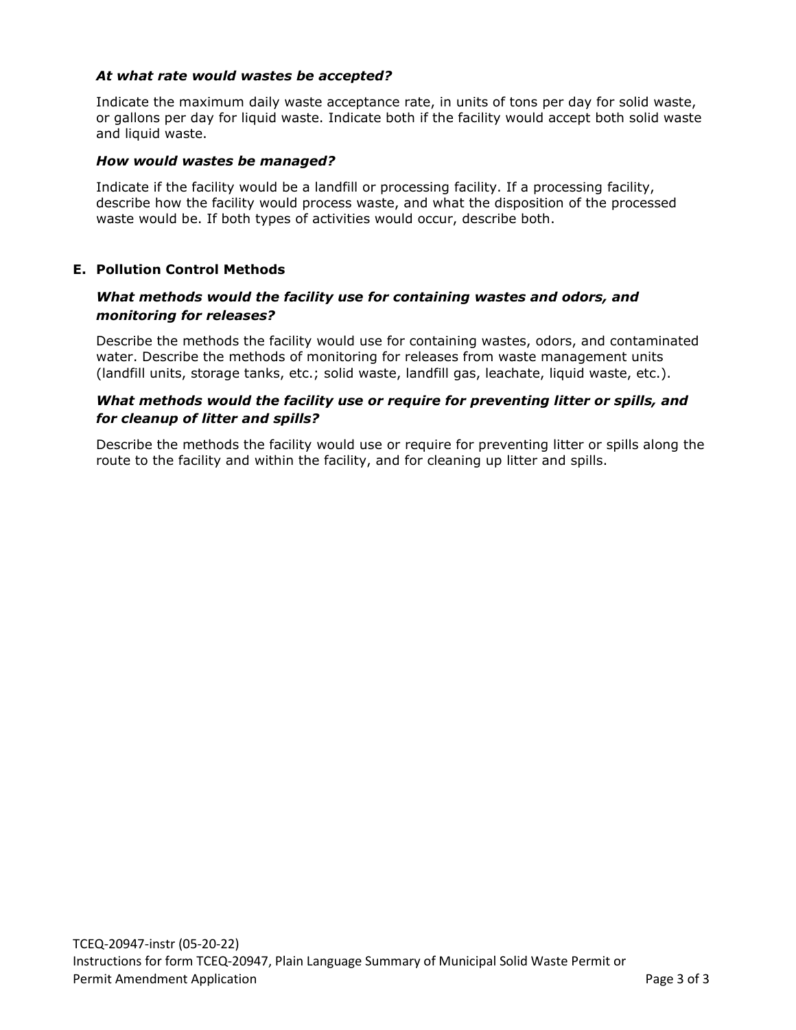### *At what rate would wastes be accepted?*

Indicate the maximum daily waste acceptance rate, in units of tons per day for solid waste, or gallons per day for liquid waste. Indicate both if the facility would accept both solid waste and liquid waste.

### *How would wastes be managed?*

Indicate if the facility would be a landfill or processing facility. If a processing facility, describe how the facility would process waste, and what the disposition of the processed waste would be. If both types of activities would occur, describe both.

## E. Pollution Control Methods

### *What methods would the facility use for containing wastes and odors, and monitoring for releases?*

Describe the methods the facility would use for containing wastes, odors, and contaminated water. Describe the methods of monitoring for releases from waste management units (landfill units, storage tanks, etc.; solid waste, landfill gas, leachate, liquid waste, etc.).

### *What methods would the facility use or require for preventing litter or spills, and for cleanup of litter and spills?*

Describe the methods the facility would use or require for preventing litter or spills along the route to the facility and within the facility, and for cleaning up litter and spills.